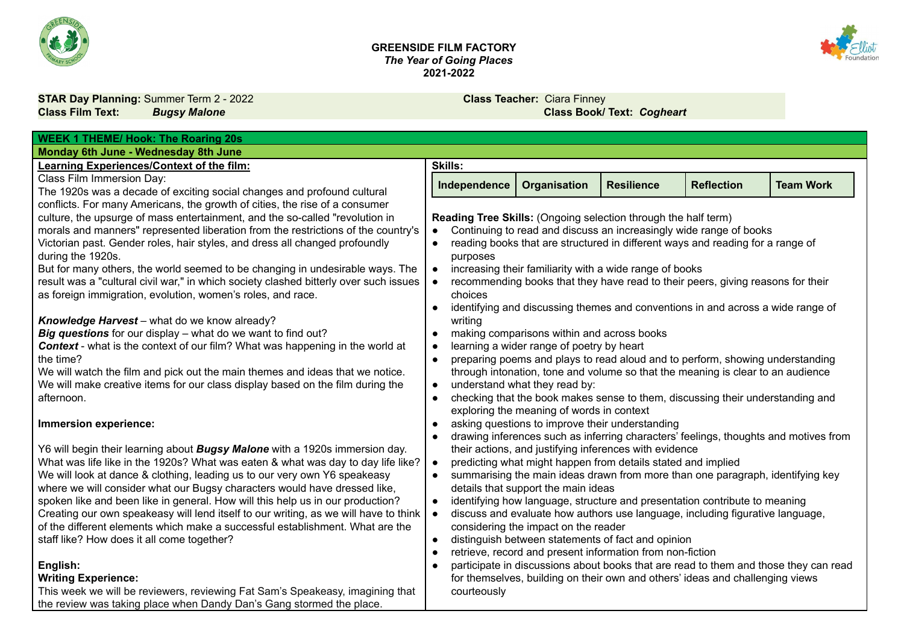**GREENSIDE FILM FACTORY**
***The Year of Going Places***
**2021-2022**

**STAR Day Planning:** Summer Term 2 - 2022 **Class Teacher:** Ciara Finney
**Class Film Text:** ***Bugsy Malone*** **Class Book/ Text:** ***Cogheart***

| **WEEK 1 THEME/ Hook: The Roaring 20s** | |
|---|---|
| **Monday 6th June - Wednesday 8th June** | |
| **Learning Experiences/Context of the film:** | **Skills:** |
| Class Film Immersion Day:<br>The 1920s was a decade of exciting social changes and profound cultural conflicts. For many Americans, the growth of cities, the rise of a consumer culture, the upsurge of mass entertainment, and the so-called "revolution in morals and manners" represented liberation from the restrictions of the country's Victorian past. Gender roles, hair styles, and dress all changed profoundly during the 1920s.<br>But for many others, the world seemed to be changing in undesirable ways. The result was a "cultural civil war," in which society clashed bitterly over such issues as foreign immigration, evolution, women's roles, and race.<br><br>***Knowledge Harvest*** – what do we know already?<br>***Big questions*** for our display – what do we want to find out?<br>***Context*** - what is the context of our film? What was happening in the world at the time?<br>We will watch the film and pick out the main themes and ideas that we notice. We will make creative items for our class display based on the film during the afternoon.<br><br>**Immersion experience:**<br><br>Y6 will begin their learning about ***Bugsy Malone*** with a 1920s immersion day. What was life like in the 1920s? What was eaten & what was day to day life like? We will look at dance & clothing, leading us to our very own Y6 speakeasy where we will consider what our Bugsy characters would have dressed like, spoken like and been like in general. How will this help us in our production? Creating our own speakeasy will lend itself to our writing, as we will have to think of the different elements which make a successful establishment. What are the staff like? How does it all come together?<br><br>**English:**<br>**Writing Experience:**<br>This week we will be reviewers, reviewing Fat Sam's Speakeasy, imagining that the review was taking place when Dandy Dan's Gang stormed the place. | **Independence** \| **Organisation** \| **Resilience** \| **Reflection** \| **Team Work**<br><br>**Reading Tree Skills:** (Ongoing selection through the half term)<br>• Continuing to read and discuss an increasingly wide range of books<br>• reading books that are structured in different ways and reading for a range of purposes<br>• increasing their familiarity with a wide range of books<br>• recommending books that they have read to their peers, giving reasons for their choices<br>• identifying and discussing themes and conventions in and across a wide range of writing<br>• making comparisons within and across books<br>• learning a wider range of poetry by heart<br>• preparing poems and plays to read aloud and to perform, showing understanding through intonation, tone and volume so that the meaning is clear to an audience<br>• understand what they read by:<br>• checking that the book makes sense to them, discussing their understanding and exploring the meaning of words in context<br>• asking questions to improve their understanding<br>• drawing inferences such as inferring characters' feelings, thoughts and motives from their actions, and justifying inferences with evidence<br>• predicting what might happen from details stated and implied<br>• summarising the main ideas drawn from more than one paragraph, identifying key details that support the main ideas<br>• identifying how language, structure and presentation contribute to meaning<br>• discuss and evaluate how authors use language, including figurative language, considering the impact on the reader<br>• distinguish between statements of fact and opinion<br>• retrieve, record and present information from non-fiction<br>• participate in discussions about books that are read to them and those they can read for themselves, building on their own and others' ideas and challenging views courteously |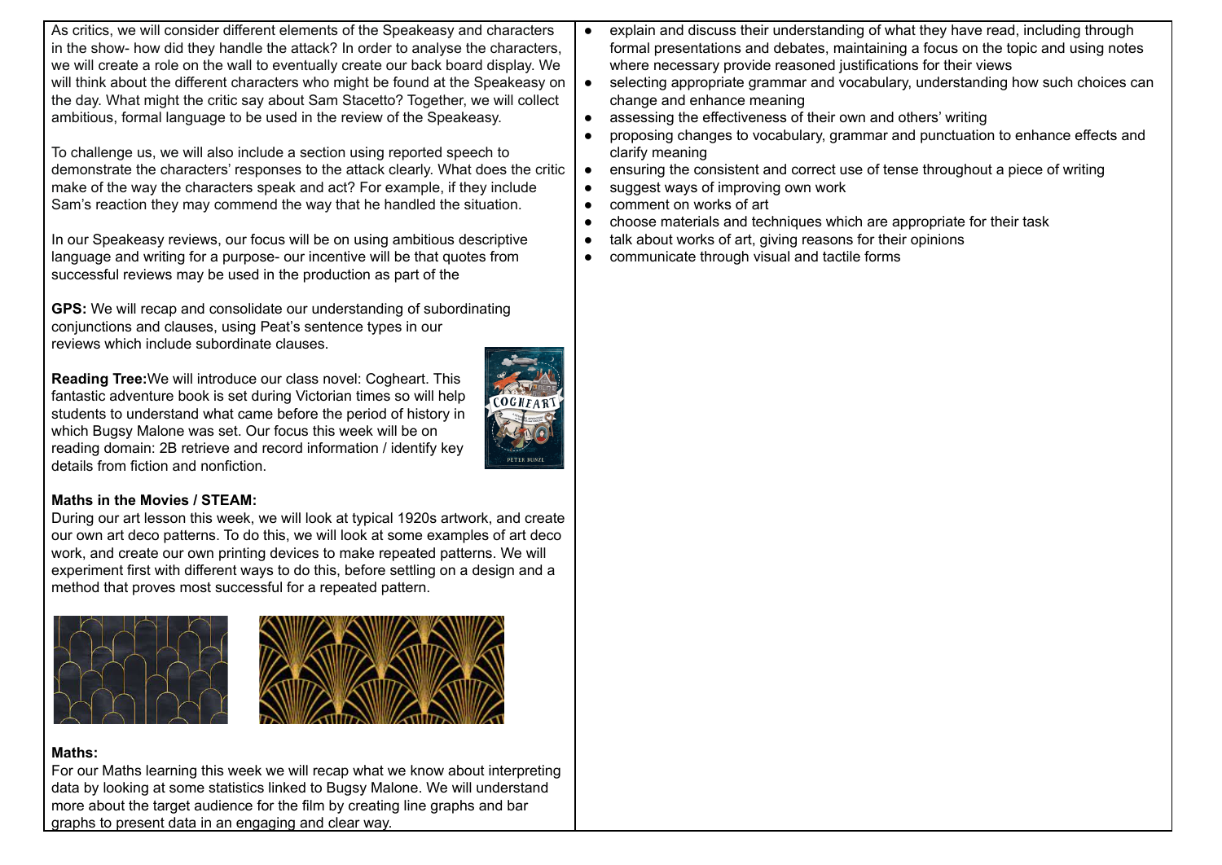As critics, we will consider different elements of the Speakeasy and characters in the show- how did they handle the attack? In order to analyse the characters, we will create a role on the wall to eventually create our back board display. We will think about the different characters who might be found at the Speakeasy on the day. What might the critic say about Sam Stacetto? Together, we will collect ambitious, formal language to be used in the review of the Speakeasy.

To challenge us, we will also include a section using reported speech to demonstrate the characters' responses to the attack clearly. What does the critic make of the way the characters speak and act? For example, if they include Sam's reaction they may commend the way that he handled the situation.

In our Speakeasy reviews, our focus will be on using ambitious descriptive language and writing for a purpose- our incentive will be that quotes from successful reviews may be used in the production as part of the

**GPS:** We will recap and consolidate our understanding of subordinating conjunctions and clauses, using Peat's sentence types in our reviews which include subordinate clauses.

**Reading Tree:**We will introduce our class novel: Cogheart. This fantastic adventure book is set during Victorian times so will help students to understand what came before the period of history in which Bugsy Malone was set. Our focus this week will be on reading domain: 2B retrieve and record information / identify key details from fiction and nonfiction.

**Maths in the Movies / STEAM:**
During our art lesson this week, we will look at typical 1920s artwork, and create our own art deco patterns. To do this, we will look at some examples of art deco work, and create our own printing devices to make repeated patterns. We will experiment first with different ways to do this, before settling on a design and a method that proves most successful for a repeated pattern.

**Maths:**
For our Maths learning this week we will recap what we know about interpreting data by looking at some statistics linked to Bugsy Malone. We will understand more about the target audience for the film by creating line graphs and bar graphs to present data in an engaging and clear way.

- explain and discuss their understanding of what they have read, including through formal presentations and debates, maintaining a focus on the topic and using notes where necessary provide reasoned justifications for their views
- selecting appropriate grammar and vocabulary, understanding how such choices can change and enhance meaning
- assessing the effectiveness of their own and others' writing
- proposing changes to vocabulary, grammar and punctuation to enhance effects and clarify meaning
- ensuring the consistent and correct use of tense throughout a piece of writing
- suggest ways of improving own work
- comment on works of art
- choose materials and techniques which are appropriate for their task
- talk about works of art, giving reasons for their opinions
- communicate through visual and tactile forms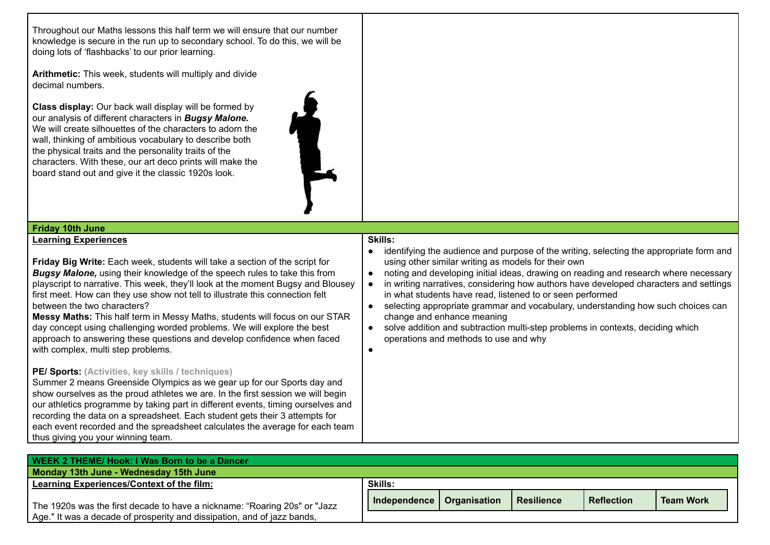Throughout our Maths lessons this half term we will ensure that our number knowledge is secure in the run up to secondary school. To do this, we will be doing lots of 'flashbacks' to our prior learning.

**Arithmetic:** This week, students will multiply and divide decimal numbers.

**Class display:** Our back wall display will be formed by our analysis of different characters in ***Bugsy Malone.*** We will create silhouettes of the characters to adorn the wall, thinking of ambitious vocabulary to describe both the physical traits and the personality traits of the characters. With these, our art deco prints will make the board stand out and give it the classic 1920s look.

## Friday 10th June

**Learning Experiences**

**Friday Big Write:** Each week, students will take a section of the script for ***Bugsy Malone,*** using their knowledge of the speech rules to take this from playscript to narrative. This week, they'll look at the moment Bugsy and Blousey first meet. How can they use show not tell to illustrate this connection felt between the two characters?

**Messy Maths:** This half term in Messy Maths, students will focus on our STAR day concept using challenging worded problems. We will explore the best approach to answering these questions and develop confidence when faced with complex, multi step problems.

**PE/ Sports:** (Activities, key skills / techniques)

Summer 2 means Greenside Olympics as we gear up for our Sports day and show ourselves as the proud athletes we are. In the first session we will begin our athletics programme by taking part in different events, timing ourselves and recording the data on a spreadsheet. Each student gets their 3 attempts for each event recorded and the spreadsheet calculates the average for each team thus giving you your winning team.

**Skills:**

- identifying the audience and purpose of the writing, selecting the appropriate form and using other similar writing as models for their own
- noting and developing initial ideas, drawing on reading and research where necessary
- in writing narratives, considering how authors have developed characters and settings in what students have read, listened to or seen performed
- selecting appropriate grammar and vocabulary, understanding how such choices can change and enhance meaning
- solve addition and subtraction multi-step problems in contexts, deciding which operations and methods to use and why
-

## WEEK 2 THEME/ Hook: I Was Born to be a Dancer

### Monday 13th June - Wednesday 15th June

**Learning Experiences/Context of the film:**

The 1920s was the first decade to have a nickname: "Roaring 20s" or "Jazz Age." It was a decade of prosperity and dissipation, and of jazz bands,

**Skills:**

| Independence | Organisation | Resilience | Reflection | Team Work |
|---|---|---|---|---|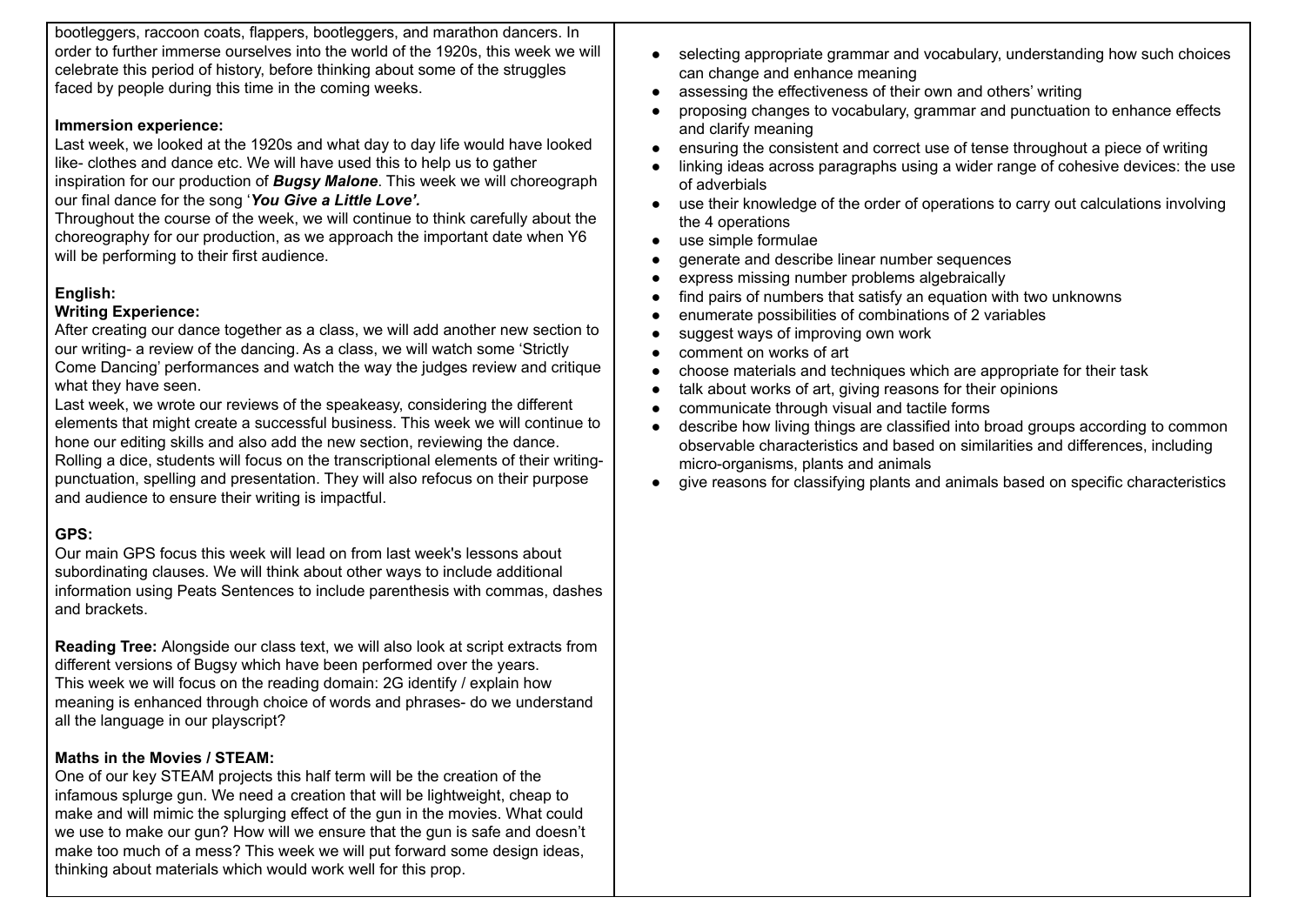bootleggers, raccoon coats, flappers, bootleggers, and marathon dancers. In order to further immerse ourselves into the world of the 1920s, this week we will celebrate this period of history, before thinking about some of the struggles faced by people during this time in the coming weeks.

**Immersion experience:**
Last week, we looked at the 1920s and what day to day life would have looked like- clothes and dance etc. We will have used this to help us to gather inspiration for our production of ***Bugsy Malone***. This week we will choreograph our final dance for the song '***You Give a Little Love'.***
Throughout the course of the week, we will continue to think carefully about the choreography for our production, as we approach the important date when Y6 will be performing to their first audience.

**English:**
**Writing Experience:**
After creating our dance together as a class, we will add another new section to our writing- a review of the dancing. As a class, we will watch some 'Strictly Come Dancing' performances and watch the way the judges review and critique what they have seen.
Last week, we wrote our reviews of the speakeasy, considering the different elements that might create a successful business. This week we will continue to hone our editing skills and also add the new section, reviewing the dance. Rolling a dice, students will focus on the transcriptional elements of their writing- punctuation, spelling and presentation. They will also refocus on their purpose and audience to ensure their writing is impactful.

**GPS:**
Our main GPS focus this week will lead on from last week's lessons about subordinating clauses. We will think about other ways to include additional information using Peats Sentences to include parenthesis with commas, dashes and brackets.

**Reading Tree:** Alongside our class text, we will also look at script extracts from different versions of Bugsy which have been performed over the years.
This week we will focus on the reading domain: 2G identify / explain how meaning is enhanced through choice of words and phrases- do we understand all the language in our playscript?

**Maths in the Movies / STEAM:**
One of our key STEAM projects this half term will be the creation of the infamous splurge gun. We need a creation that will be lightweight, cheap to make and will mimic the splurging effect of the gun in the movies. What could we use to make our gun? How will we ensure that the gun is safe and doesn't make too much of a mess? This week we will put forward some design ideas, thinking about materials which would work well for this prop.

- selecting appropriate grammar and vocabulary, understanding how such choices can change and enhance meaning
- assessing the effectiveness of their own and others' writing
- proposing changes to vocabulary, grammar and punctuation to enhance effects and clarify meaning
- ensuring the consistent and correct use of tense throughout a piece of writing
- linking ideas across paragraphs using a wider range of cohesive devices: the use of adverbials
- use their knowledge of the order of operations to carry out calculations involving the 4 operations
- use simple formulae
- generate and describe linear number sequences
- express missing number problems algebraically
- find pairs of numbers that satisfy an equation with two unknowns
- enumerate possibilities of combinations of 2 variables
- suggest ways of improving own work
- comment on works of art
- choose materials and techniques which are appropriate for their task
- talk about works of art, giving reasons for their opinions
- communicate through visual and tactile forms
- describe how living things are classified into broad groups according to common observable characteristics and based on similarities and differences, including micro-organisms, plants and animals
- give reasons for classifying plants and animals based on specific characteristics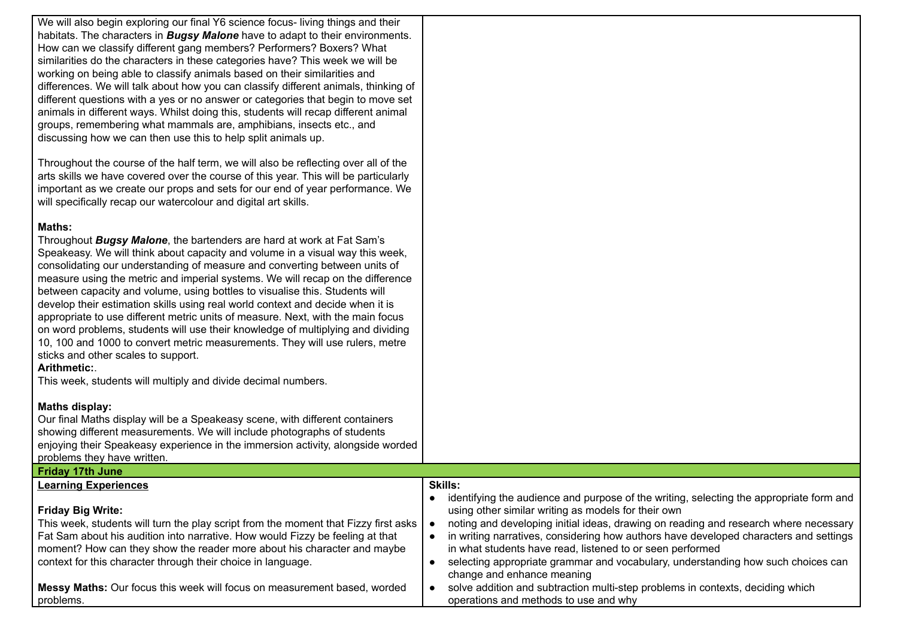| | |
|---|---|
| We will also begin exploring our final Y6 science focus- living things and their habitats. The characters in ***Bugsy Malone*** have to adapt to their environments. How can we classify different gang members? Performers? Boxers? What similarities do the characters in these categories have? This week we will be working on being able to classify animals based on their similarities and differences. We will talk about how you can classify different animals, thinking of different questions with a yes or no answer or categories that begin to move set animals in different ways. Whilst doing this, students will recap different animal groups, remembering what mammals are, amphibians, insects etc., and discussing how we can then use this to help split animals up.<br><br>Throughout the course of the half term, we will also be reflecting over all of the arts skills we have covered over the course of this year. This will be particularly important as we create our props and sets for our end of year performance. We will specifically recap our watercolour and digital art skills.<br><br>**Maths:**<br>Throughout ***Bugsy Malone***, the bartenders are hard at work at Fat Sam's Speakeasy. We will think about capacity and volume in a visual way this week, consolidating our understanding of measure and converting between units of measure using the metric and imperial systems. We will recap on the difference between capacity and volume, using bottles to visualise this. Students will develop their estimation skills using real world context and decide when it is appropriate to use different metric units of measure. Next, with the main focus on word problems, students will use their knowledge of multiplying and dividing 10, 100 and 1000 to convert metric measurements. They will use rulers, metre sticks and other scales to support.<br>**Arithmetic:**.<br>This week, students will multiply and divide decimal numbers.<br><br>**Maths display:**<br>Our final Maths display will be a Speakeasy scene, with different containers showing different measurements. We will include photographs of students enjoying their Speakeasy experience in the immersion activity, alongside worded problems they have written. | |
| **Friday 17th June** | |
| **Learning Experiences**<br><br>**Friday Big Write:**<br>This week, students will turn the play script from the moment that Fizzy first asks Fat Sam about his audition into narrative. How would Fizzy be feeling at that moment? How can they show the reader more about his character and maybe context for this character through their choice in language.<br><br>**Messy Maths:** Our focus this week will focus on measurement based, worded problems. | **Skills:**<br>• identifying the audience and purpose of the writing, selecting the appropriate form and using other similar writing as models for their own<br>• noting and developing initial ideas, drawing on reading and research where necessary<br>• in writing narratives, considering how authors have developed characters and settings in what students have read, listened to or seen performed<br>• selecting appropriate grammar and vocabulary, understanding how such choices can change and enhance meaning<br>• solve addition and subtraction multi-step problems in contexts, deciding which operations and methods to use and why |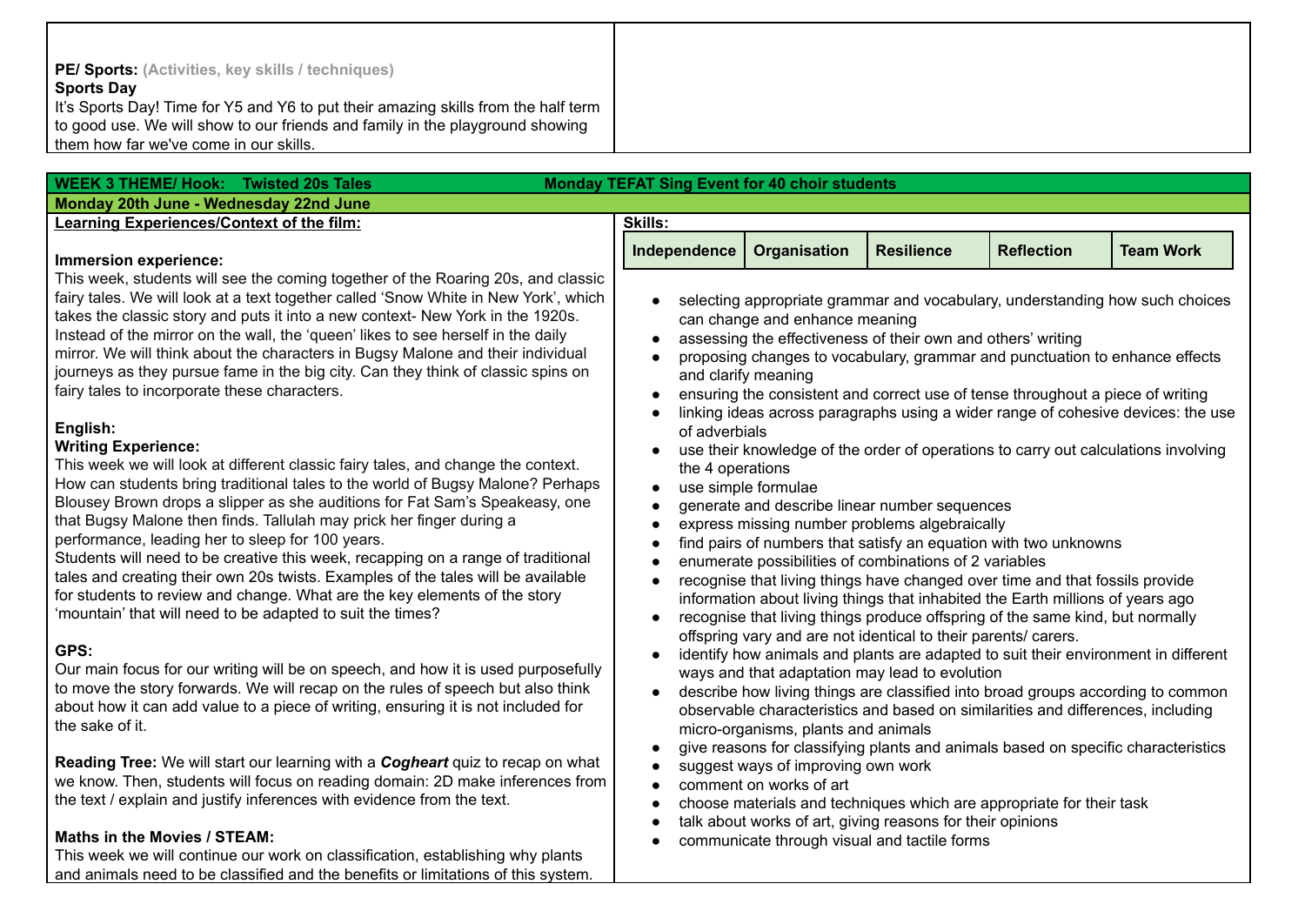**PE/ Sports:** (Activities, key skills / techniques)
**Sports Day**
It's Sports Day! Time for Y5 and Y6 to put their amazing skills from the half term to good use. We will show to our friends and family in the playground showing them how far we've come in our skills.

## WEEK 3 THEME/ Hook: Twisted 20s Tales — Monday TEFAT Sing Event for 40 choir students

**Monday 20th June - Wednesday 22nd June**

**Learning Experiences/Context of the film:**

**Immersion experience:**
This week, students will see the coming together of the Roaring 20s, and classic fairy tales. We will look at a text together called 'Snow White in New York', which takes the classic story and puts it into a new context- New York in the 1920s. Instead of the mirror on the wall, the 'queen' likes to see herself in the daily mirror. We will think about the characters in Bugsy Malone and their individual journeys as they pursue fame in the big city. Can they think of classic spins on fairy tales to incorporate these characters.

**English:**
**Writing Experience:**
This week we will look at different classic fairy tales, and change the context. How can students bring traditional tales to the world of Bugsy Malone? Perhaps Blousey Brown drops a slipper as she auditions for Fat Sam's Speakeasy, one that Bugsy Malone then finds. Tallulah may prick her finger during a performance, leading her to sleep for 100 years.
Students will need to be creative this week, recapping on a range of traditional tales and creating their own 20s twists. Examples of the tales will be available for students to review and change. What are the key elements of the story 'mountain' that will need to be adapted to suit the times?

**GPS:**
Our main focus for our writing will be on speech, and how it is used purposefully to move the story forwards. We will recap on the rules of speech but also think about how it can add value to a piece of writing, ensuring it is not included for the sake of it.

**Reading Tree:** We will start our learning with a ***Cogheart*** quiz to recap on what we know. Then, students will focus on reading domain: 2D make inferences from the text / explain and justify inferences with evidence from the text.

**Maths in the Movies / STEAM:**
This week we will continue our work on classification, establishing why plants and animals need to be classified and the benefits or limitations of this system.

**Skills:**

| Independence | Organisation | Resilience | Reflection | Team Work |
|---|---|---|---|---|

- selecting appropriate grammar and vocabulary, understanding how such choices can change and enhance meaning
- assessing the effectiveness of their own and others' writing
- proposing changes to vocabulary, grammar and punctuation to enhance effects and clarify meaning
- ensuring the consistent and correct use of tense throughout a piece of writing
- linking ideas across paragraphs using a wider range of cohesive devices: the use of adverbials
- use their knowledge of the order of operations to carry out calculations involving the 4 operations
- use simple formulae
- generate and describe linear number sequences
- express missing number problems algebraically
- find pairs of numbers that satisfy an equation with two unknowns
- enumerate possibilities of combinations of 2 variables
- recognise that living things have changed over time and that fossils provide information about living things that inhabited the Earth millions of years ago
- recognise that living things produce offspring of the same kind, but normally offspring vary and are not identical to their parents/ carers.
- identify how animals and plants are adapted to suit their environment in different ways and that adaptation may lead to evolution
- describe how living things are classified into broad groups according to common observable characteristics and based on similarities and differences, including micro-organisms, plants and animals
- give reasons for classifying plants and animals based on specific characteristics
- suggest ways of improving own work
- comment on works of art
- choose materials and techniques which are appropriate for their task
- talk about works of art, giving reasons for their opinions
- communicate through visual and tactile forms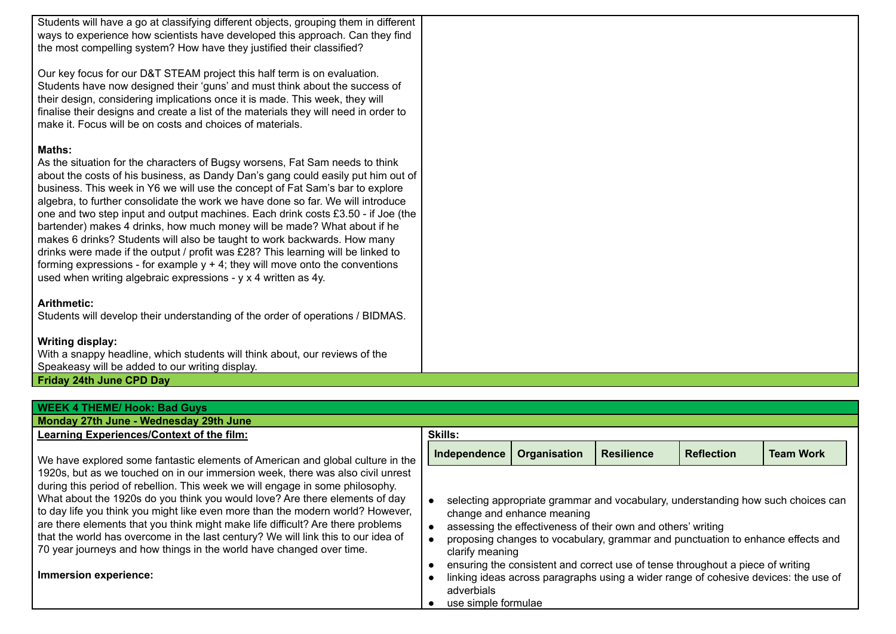Students will have a go at classifying different objects, grouping them in different ways to experience how scientists have developed this approach. Can they find the most compelling system? How have they justified their classified?

Our key focus for our D&T STEAM project this half term is on evaluation. Students have now designed their 'guns' and must think about the success of their design, considering implications once it is made. This week, they will finalise their designs and create a list of the materials they will need in order to make it. Focus will be on costs and choices of materials.

**Maths:**
As the situation for the characters of Bugsy worsens, Fat Sam needs to think about the costs of his business, as Dandy Dan's gang could easily put him out of business. This week in Y6 we will use the concept of Fat Sam's bar to explore algebra, to further consolidate the work we have done so far. We will introduce one and two step input and output machines. Each drink costs £3.50 - if Joe (the bartender) makes 4 drinks, how much money will be made? What about if he makes 6 drinks? Students will also be taught to work backwards. How many drinks were made if the output / profit was £28? This learning will be linked to forming expressions - for example y + 4; they will move onto the conventions used when writing algebraic expressions - y x 4 written as 4y.

**Arithmetic:**
Students will develop their understanding of the order of operations / BIDMAS.

**Writing display:**
With a snappy headline, which students will think about, our reviews of the Speakeasy will be added to our writing display.

**Friday 24th June CPD Day**

**WEEK 4 THEME/ Hook: Bad Guys**

**Monday 27th June - Wednesday 29th June**

**Learning Experiences/Context of the film:**

We have explored some fantastic elements of American and global culture in the 1920s, but as we touched on in our immersion week, there was also civil unrest during this period of rebellion. This week we will engage in some philosophy. What about the 1920s do you think you would love? Are there elements of day to day life you think you might like even more than the modern world? However, are there elements that you think might make life difficult? Are there problems that the world has overcome in the last century? We will link this to our idea of 70 year journeys and how things in the world have changed over time.

**Immersion experience:**

**Skills:**

| Independence | Organisation | Resilience | Reflection | Team Work |
|---|---|---|---|---|

- selecting appropriate grammar and vocabulary, understanding how such choices can change and enhance meaning
- assessing the effectiveness of their own and others' writing
- proposing changes to vocabulary, grammar and punctuation to enhance effects and clarify meaning
- ensuring the consistent and correct use of tense throughout a piece of writing
- linking ideas across paragraphs using a wider range of cohesive devices: the use of adverbials
- use simple formulae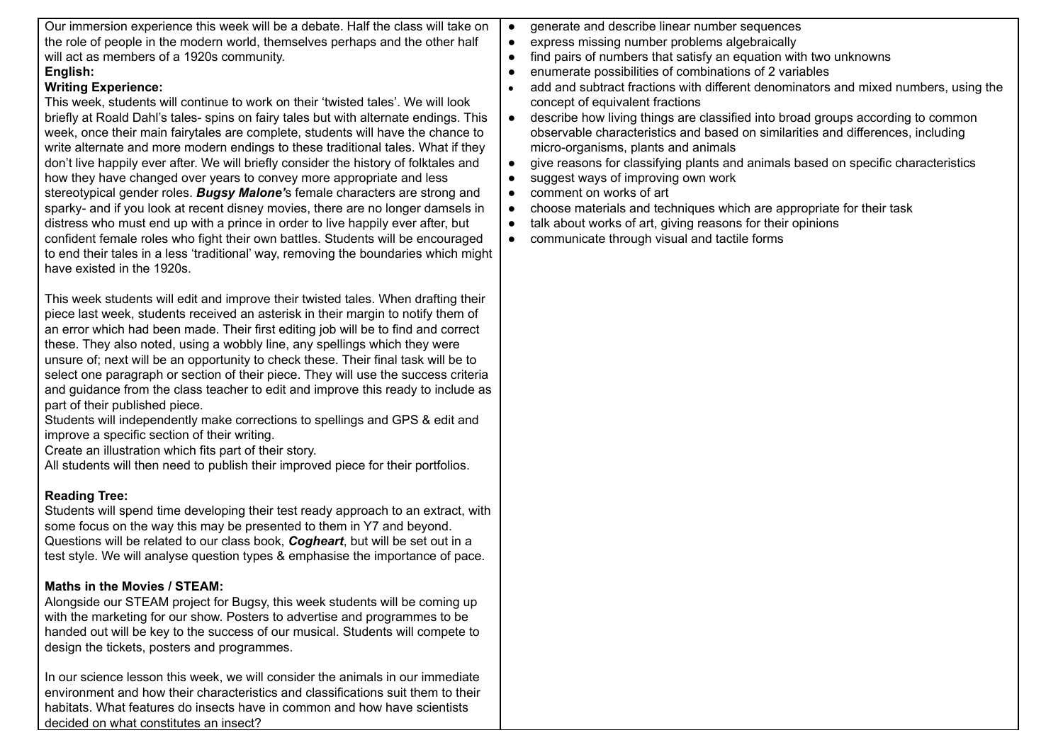Our immersion experience this week will be a debate. Half the class will take on the role of people in the modern world, themselves perhaps and the other half will act as members of a 1920s community.

**English:**

**Writing Experience:**

This week, students will continue to work on their 'twisted tales'. We will look briefly at Roald Dahl's tales- spins on fairy tales but with alternate endings. This week, once their main fairytales are complete, students will have the chance to write alternate and more modern endings to these traditional tales. What if they don't live happily ever after. We will briefly consider the history of folktales and how they have changed over years to convey more appropriate and less stereotypical gender roles. ***Bugsy Malone'***s female characters are strong and sparky- and if you look at recent disney movies, there are no longer damsels in distress who must end up with a prince in order to live happily ever after, but confident female roles who fight their own battles. Students will be encouraged to end their tales in a less 'traditional' way, removing the boundaries which might have existed in the 1920s.

This week students will edit and improve their twisted tales. When drafting their piece last week, students received an asterisk in their margin to notify them of an error which had been made. Their first editing job will be to find and correct these. They also noted, using a wobbly line, any spellings which they were unsure of; next will be an opportunity to check these. Their final task will be to select one paragraph or section of their piece. They will use the success criteria and guidance from the class teacher to edit and improve this ready to include as part of their published piece.
Students will independently make corrections to spellings and GPS & edit and improve a specific section of their writing.
Create an illustration which fits part of their story.
All students will then need to publish their improved piece for their portfolios.

**Reading Tree:**

Students will spend time developing their test ready approach to an extract, with some focus on the way this may be presented to them in Y7 and beyond. Questions will be related to our class book, ***Cogheart***, but will be set out in a test style. We will analyse question types & emphasise the importance of pace.

**Maths in the Movies / STEAM:**

Alongside our STEAM project for Bugsy, this week students will be coming up with the marketing for our show. Posters to advertise and programmes to be handed out will be key to the success of our musical. Students will compete to design the tickets, posters and programmes.

In our science lesson this week, we will consider the animals in our immediate environment and how their characteristics and classifications suit them to their habitats. What features do insects have in common and how have scientists decided on what constitutes an insect?

- generate and describe linear number sequences
- express missing number problems algebraically
- find pairs of numbers that satisfy an equation with two unknowns
- enumerate possibilities of combinations of 2 variables
- add and subtract fractions with different denominators and mixed numbers, using the concept of equivalent fractions
- describe how living things are classified into broad groups according to common observable characteristics and based on similarities and differences, including micro-organisms, plants and animals
- give reasons for classifying plants and animals based on specific characteristics
- suggest ways of improving own work
- comment on works of art
- choose materials and techniques which are appropriate for their task
- talk about works of art, giving reasons for their opinions
- communicate through visual and tactile forms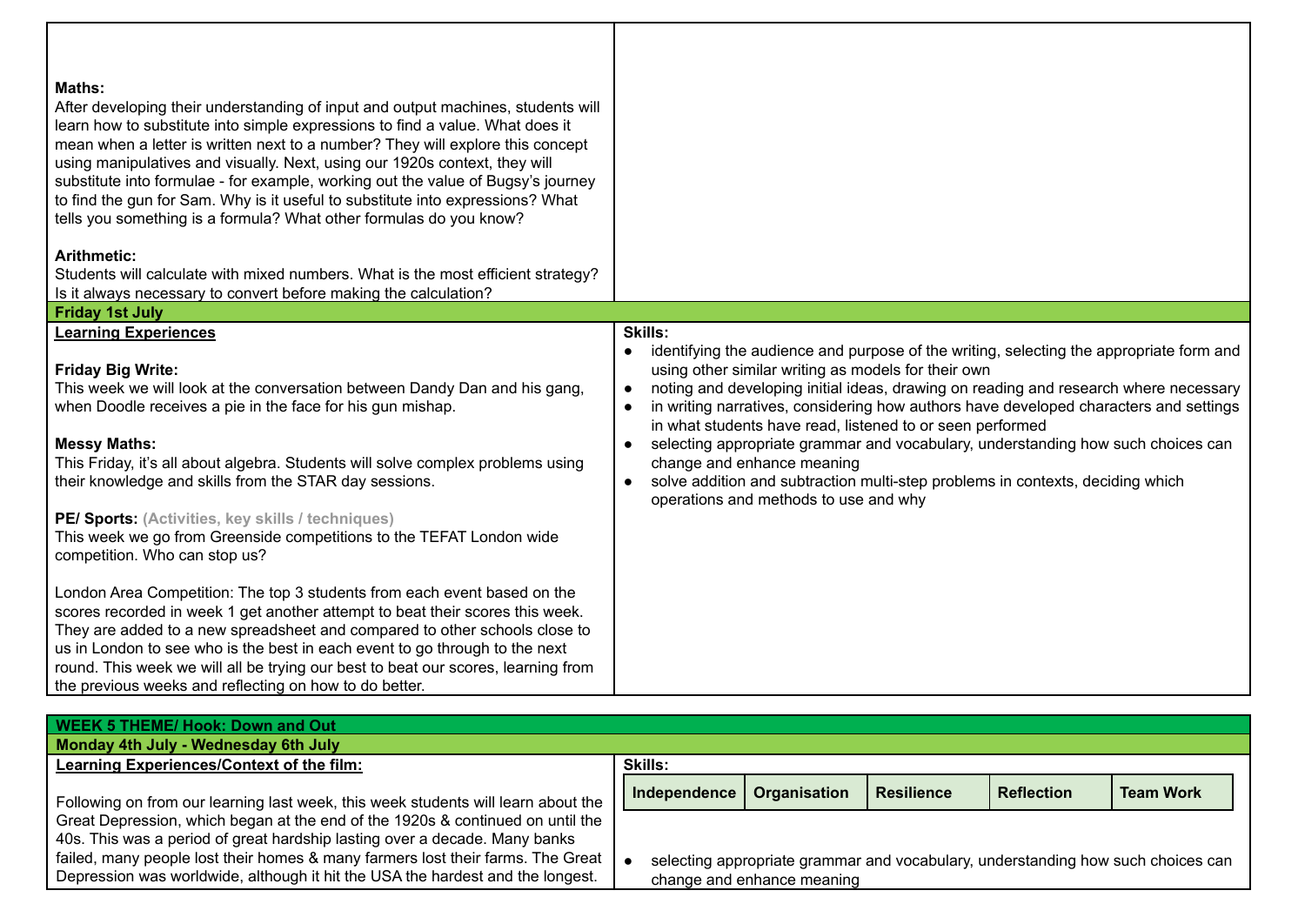**Maths:**
After developing their understanding of input and output machines, students will learn how to substitute into simple expressions to find a value. What does it mean when a letter is written next to a number? They will explore this concept using manipulatives and visually. Next, using our 1920s context, they will substitute into formulae - for example, working out the value of Bugsy's journey to find the gun for Sam. Why is it useful to substitute into expressions? What tells you something is a formula? What other formulas do you know?

**Arithmetic:**
Students will calculate with mixed numbers. What is the most efficient strategy? Is it always necessary to convert before making the calculation?

**Friday 1st July**

| Learning Experiences | Skills: |
|---|---|
| **Friday Big Write:** This week we will look at the conversation between Dandy Dan and his gang, when Doodle receives a pie in the face for his gun mishap.<br><br>**Messy Maths:** This Friday, it's all about algebra. Students will solve complex problems using their knowledge and skills from the STAR day sessions.<br><br>**PE/ Sports:** (Activities, key skills / techniques) This week we go from Greenside competitions to the TEFAT London wide competition. Who can stop us?<br><br>London Area Competition: The top 3 students from each event based on the scores recorded in week 1 get another attempt to beat their scores this week. They are added to a new spreadsheet and compared to other schools close to us in London to see who is the best in each event to go through to the next round. This week we will all be trying our best to beat our scores, learning from the previous weeks and reflecting on how to do better. | • identifying the audience and purpose of the writing, selecting the appropriate form and using other similar writing as models for their own<br>• noting and developing initial ideas, drawing on reading and research where necessary<br>• in writing narratives, considering how authors have developed characters and settings in what students have read, listened to or seen performed<br>• selecting appropriate grammar and vocabulary, understanding how such choices can change and enhance meaning<br>• solve addition and subtraction multi-step problems in contexts, deciding which operations and methods to use and why |

**WEEK 5 THEME/ Hook: Down and Out**

**Monday 4th July - Wednesday 6th July**

| Learning Experiences/Context of the film: | Skills: |
|---|---|
| Following on from our learning last week, this week students will learn about the Great Depression, which began at the end of the 1920s & continued on until the 40s. This was a period of great hardship lasting over a decade. Many banks failed, many people lost their homes & many farmers lost their farms. The Great Depression was worldwide, although it hit the USA the hardest and the longest. | Independence \| Organisation \| Resilience \| Reflection \| Team Work<br><br>• selecting appropriate grammar and vocabulary, understanding how such choices can change and enhance meaning |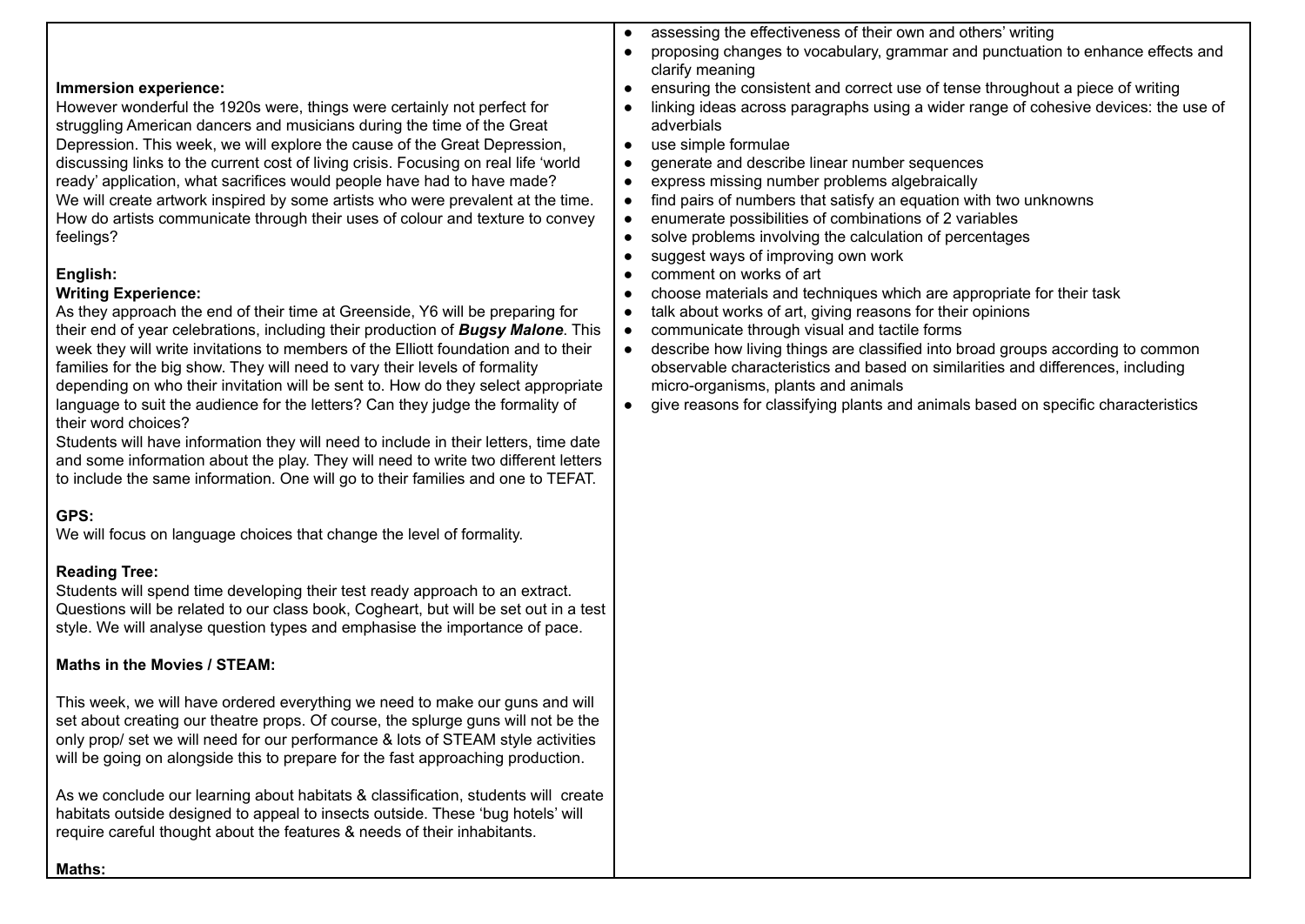**Immersion experience:**

However wonderful the 1920s were, things were certainly not perfect for struggling American dancers and musicians during the time of the Great Depression. This week, we will explore the cause of the Great Depression, discussing links to the current cost of living crisis. Focusing on real life 'world ready' application, what sacrifices would people have had to have made? We will create artwork inspired by some artists who were prevalent at the time. How do artists communicate through their uses of colour and texture to convey feelings?

**English:**

**Writing Experience:**

As they approach the end of their time at Greenside, Y6 will be preparing for their end of year celebrations, including their production of ***Bugsy Malone***. This week they will write invitations to members of the Elliott foundation and to their families for the big show. They will need to vary their levels of formality depending on who their invitation will be sent to. How do they select appropriate language to suit the audience for the letters? Can they judge the formality of their word choices?

Students will have information they will need to include in their letters, time date and some information about the play. They will need to write two different letters to include the same information. One will go to their families and one to TEFAT.

**GPS:**

We will focus on language choices that change the level of formality.

**Reading Tree:**

Students will spend time developing their test ready approach to an extract. Questions will be related to our class book, Cogheart, but will be set out in a test style. We will analyse question types and emphasise the importance of pace.

**Maths in the Movies / STEAM:**

This week, we will have ordered everything we need to make our guns and will set about creating our theatre props. Of course, the splurge guns will not be the only prop/ set we will need for our performance & lots of STEAM style activities will be going on alongside this to prepare for the fast approaching production.

As we conclude our learning about habitats & classification, students will create habitats outside designed to appeal to insects outside. These 'bug hotels' will require careful thought about the features & needs of their inhabitants.

**Maths:**

- assessing the effectiveness of their own and others' writing
- proposing changes to vocabulary, grammar and punctuation to enhance effects and clarify meaning
- ensuring the consistent and correct use of tense throughout a piece of writing
- linking ideas across paragraphs using a wider range of cohesive devices: the use of adverbials
- use simple formulae
- generate and describe linear number sequences
- express missing number problems algebraically
- find pairs of numbers that satisfy an equation with two unknowns
- enumerate possibilities of combinations of 2 variables
- solve problems involving the calculation of percentages
- suggest ways of improving own work
- comment on works of art
- choose materials and techniques which are appropriate for their task
- talk about works of art, giving reasons for their opinions
- communicate through visual and tactile forms
- describe how living things are classified into broad groups according to common observable characteristics and based on similarities and differences, including micro-organisms, plants and animals
- give reasons for classifying plants and animals based on specific characteristics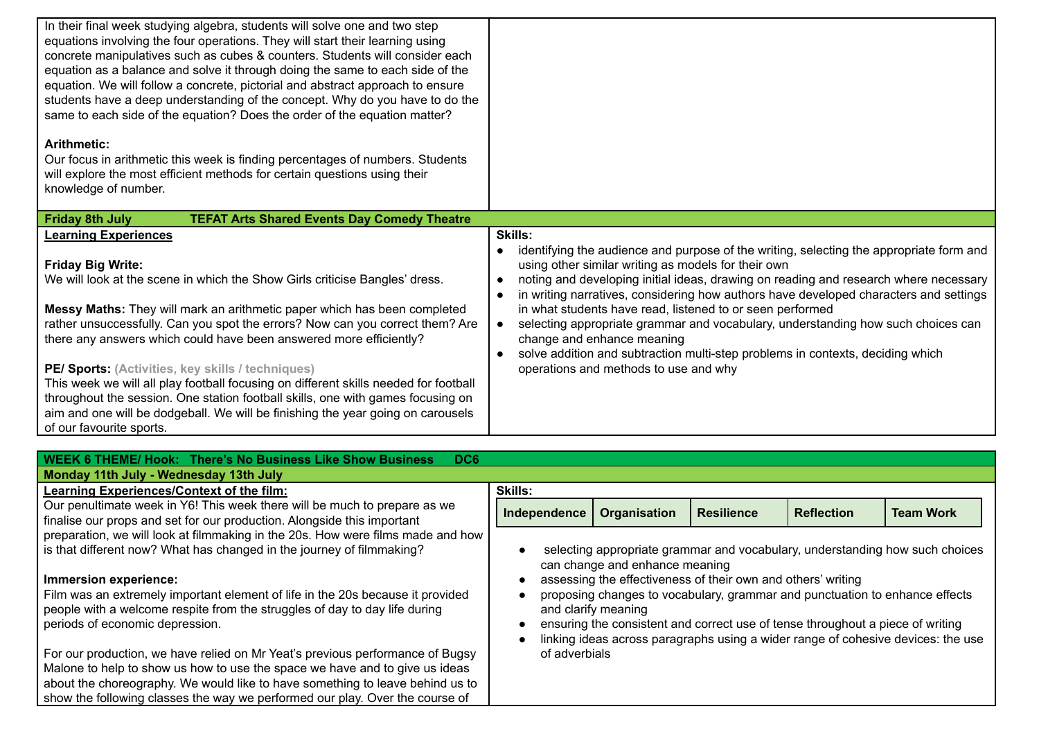In their final week studying algebra, students will solve one and two step equations involving the four operations. They will start their learning using concrete manipulatives such as cubes & counters. Students will consider each equation as a balance and solve it through doing the same to each side of the equation. We will follow a concrete, pictorial and abstract approach to ensure students have a deep understanding of the concept. Why do you have to do the same to each side of the equation? Does the order of the equation matter?

**Arithmetic:**
Our focus in arithmetic this week is finding percentages of numbers. Students will explore the most efficient methods for certain questions using their knowledge of number.

| **Friday 8th July TEFAT Arts Shared Events Day Comedy Theatre** | |
|---|---|
| **Learning Experiences**<br><br>**Friday Big Write:**<br>We will look at the scene in which the Show Girls criticise Bangles' dress.<br><br>**Messy Maths:** They will mark an arithmetic paper which has been completed rather unsuccessfully. Can you spot the errors? Now can you correct them? Are there any answers which could have been answered more efficiently?<br><br>**PE/ Sports:** (Activities, key skills / techniques)<br>This week we will all play football focusing on different skills needed for football throughout the session. One station football skills, one with games focusing on aim and one will be dodgeball. We will be finishing the year going on carousels of our favourite sports. | **Skills:**<br>• identifying the audience and purpose of the writing, selecting the appropriate form and using other similar writing as models for their own<br>• noting and developing initial ideas, drawing on reading and research where necessary<br>• in writing narratives, considering how authors have developed characters and settings in what students have read, listened to or seen performed<br>• selecting appropriate grammar and vocabulary, understanding how such choices can change and enhance meaning<br>• solve addition and subtraction multi-step problems in contexts, deciding which operations and methods to use and why |

| **WEEK 6 THEME/ Hook: There's No Business Like Show Business DC6** | |
|---|---|
| **Monday 11th July - Wednesday 13th July** | |
| **Learning Experiences/Context of the film:**<br>Our penultimate week in Y6! This week there will be much to prepare as we finalise our props and set for our production. Alongside this important preparation, we will look at filmmaking in the 20s. How were films made and how is that different now? What has changed in the journey of filmmaking?<br><br>**Immersion experience:**<br>Film was an extremely important element of life in the 20s because it provided people with a welcome respite from the struggles of day to day life during periods of economic depression.<br><br>For our production, we have relied on Mr Yeat's previous performance of Bugsy Malone to help to show us how to use the space we have and to give us ideas about the choreography. We would like to have something to leave behind us to show the following classes the way we performed our play. Over the course of | **Skills:**<br>**Independence** \| **Organisation** \| **Resilience** \| **Reflection** \| **Team Work**<br><br>• selecting appropriate grammar and vocabulary, understanding how such choices can change and enhance meaning<br>• assessing the effectiveness of their own and others' writing<br>• proposing changes to vocabulary, grammar and punctuation to enhance effects and clarify meaning<br>• ensuring the consistent and correct use of tense throughout a piece of writing<br>• linking ideas across paragraphs using a wider range of cohesive devices: the use of adverbials |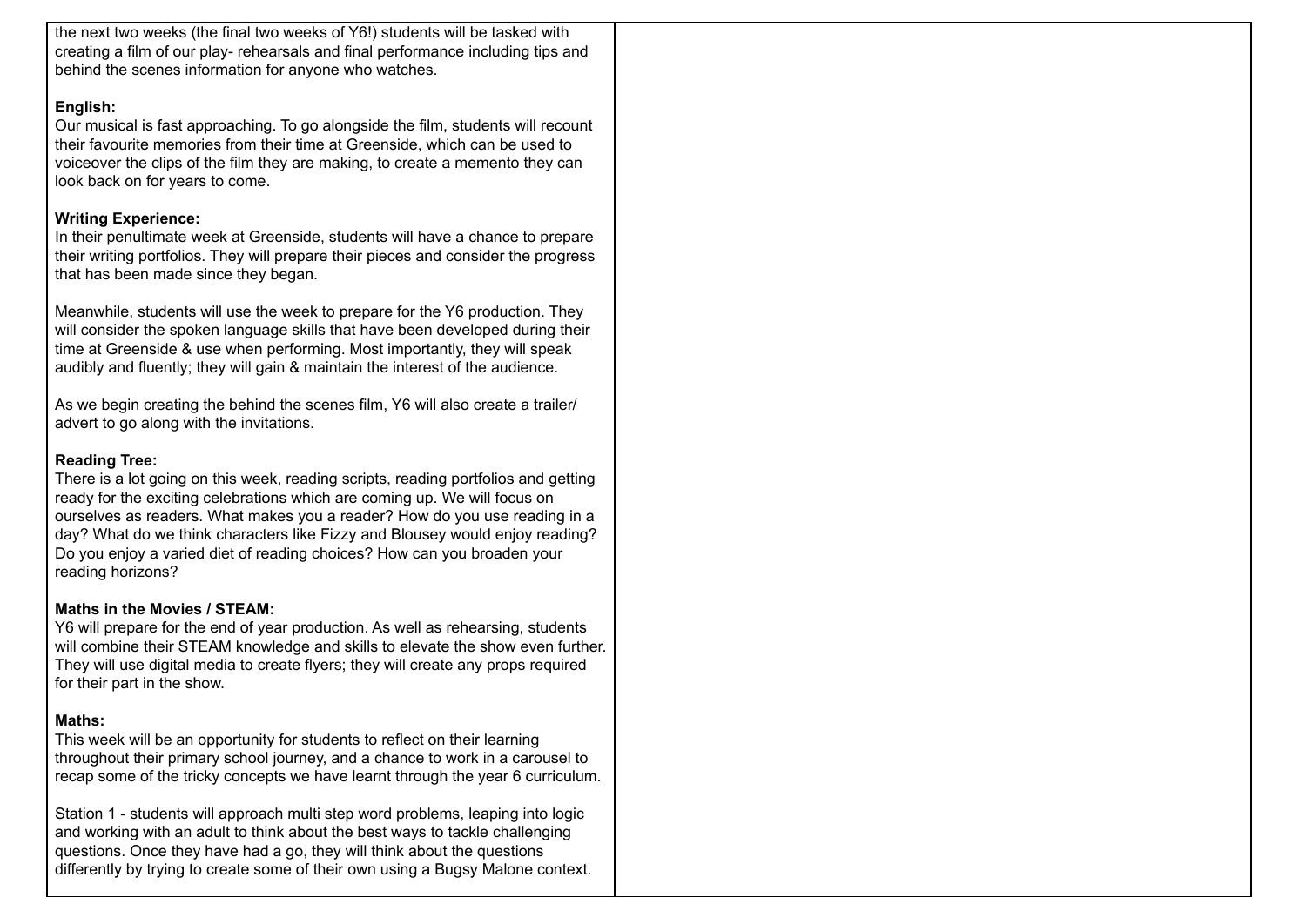the next two weeks (the final two weeks of Y6!) students will be tasked with creating a film of our play- rehearsals and final performance including tips and behind the scenes information for anyone who watches.

**English:**
Our musical is fast approaching. To go alongside the film, students will recount their favourite memories from their time at Greenside, which can be used to voiceover the clips of the film they are making, to create a memento they can look back on for years to come.

**Writing Experience:**
In their penultimate week at Greenside, students will have a chance to prepare their writing portfolios. They will prepare their pieces and consider the progress that has been made since they began.

Meanwhile, students will use the week to prepare for the Y6 production. They will consider the spoken language skills that have been developed during their time at Greenside & use when performing. Most importantly, they will speak audibly and fluently; they will gain & maintain the interest of the audience.

As we begin creating the behind the scenes film, Y6 will also create a trailer/ advert to go along with the invitations.

**Reading Tree:**
There is a lot going on this week, reading scripts, reading portfolios and getting ready for the exciting celebrations which are coming up. We will focus on ourselves as readers. What makes you a reader? How do you use reading in a day? What do we think characters like Fizzy and Blousey would enjoy reading? Do you enjoy a varied diet of reading choices? How can you broaden your reading horizons?

**Maths in the Movies / STEAM:**
Y6 will prepare for the end of year production. As well as rehearsing, students will combine their STEAM knowledge and skills to elevate the show even further. They will use digital media to create flyers; they will create any props required for their part in the show.

**Maths:**
This week will be an opportunity for students to reflect on their learning throughout their primary school journey, and a chance to work in a carousel to recap some of the tricky concepts we have learnt through the year 6 curriculum.

Station 1 - students will approach multi step word problems, leaping into logic and working with an adult to think about the best ways to tackle challenging questions. Once they have had a go, they will think about the questions differently by trying to create some of their own using a Bugsy Malone context.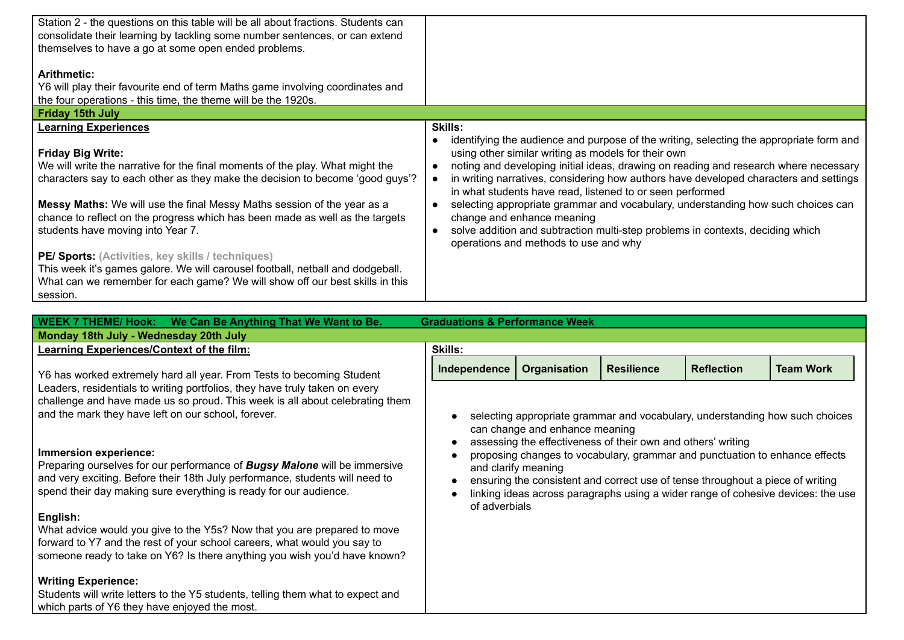| | |
|---|---|
| Station 2 - the questions on this table will be all about fractions. Students can consolidate their learning by tackling some number sentences, or can extend themselves to have a go at some open ended problems.<br><br>**Arithmetic:**<br>Y6 will play their favourite end of term Maths game involving coordinates and the four operations - this time, the theme will be the 1920s. | |
| **Friday 15th July** | |
| **Learning Experiences**<br><br>**Friday Big Write:**<br>We will write the narrative for the final moments of the play. What might the characters say to each other as they make the decision to become 'good guys'?<br><br>**Messy Maths:** We will use the final Messy Maths session of the year as a chance to reflect on the progress which has been made as well as the targets students have moving into Year 7.<br><br>**PE/ Sports:** **(Activities, key skills / techniques)**<br>This week it's games galore. We will carousel football, netball and dodgeball. What can we remember for each game? We will show off our best skills in this session. | **Skills:**<br>● identifying the audience and purpose of the writing, selecting the appropriate form and using other similar writing as models for their own<br>● noting and developing initial ideas, drawing on reading and research where necessary<br>● in writing narratives, considering how authors have developed characters and settings in what students have read, listened to or seen performed<br>● selecting appropriate grammar and vocabulary, understanding how such choices can change and enhance meaning<br>● solve addition and subtraction multi-step problems in contexts, deciding which operations and methods to use and why |

| **WEEK 7 THEME/ Hook: We Can Be Anything That We Want to Be. Graduations & Performance Week** | |
|---|---|
| **Monday 18th July - Wednesday 20th July** | |
| **Learning Experiences/Context of the film:**<br><br>Y6 has worked extremely hard all year. From Tests to becoming Student Leaders, residentials to writing portfolios, they have truly taken on every challenge and have made us so proud. This week is all about celebrating them and the mark they have left on our school, forever.<br><br>**Immersion experience:**<br>Preparing ourselves for our performance of ***Bugsy Malone*** will be immersive and very exciting. Before their 18th July performance, students will need to spend their day making sure everything is ready for our audience.<br><br>**English:**<br>What advice would you give to the Y5s? Now that you are prepared to move forward to Y7 and the rest of your school careers, what would you say to someone ready to take on Y6? Is there anything you wish you'd have known?<br><br>**Writing Experience:**<br>Students will write letters to the Y5 students, telling them what to expect and which parts of Y6 they have enjoyed the most. | **Skills:**<br>**Independence** \| **Organisation** \| **Resilience** \| **Reflection** \| **Team Work**<br><br>● selecting appropriate grammar and vocabulary, understanding how such choices can change and enhance meaning<br>● assessing the effectiveness of their own and others' writing<br>● proposing changes to vocabulary, grammar and punctuation to enhance effects and clarify meaning<br>● ensuring the consistent and correct use of tense throughout a piece of writing<br>● linking ideas across paragraphs using a wider range of cohesive devices: the use of adverbials |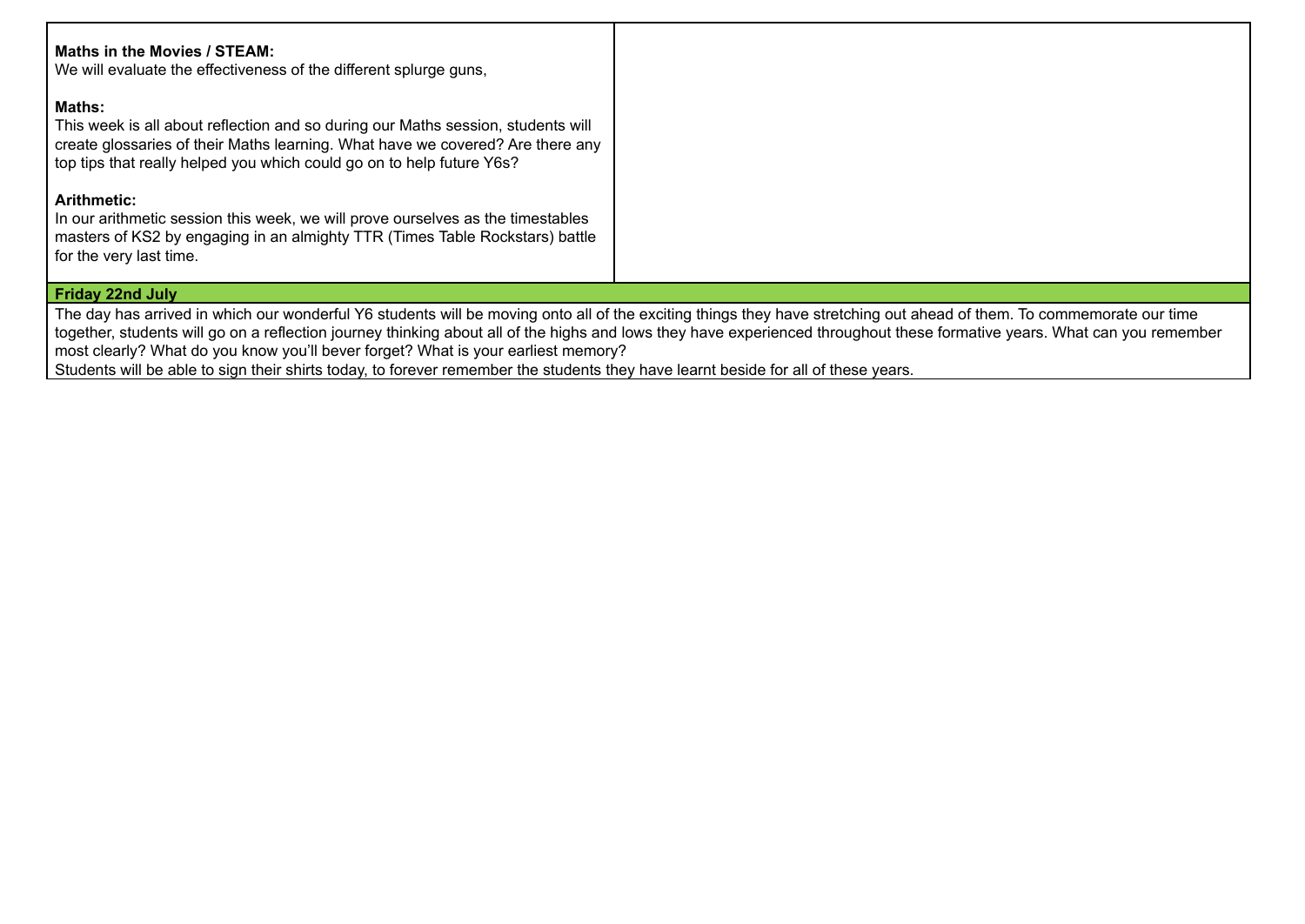| | |
|---|---|
| **Maths in the Movies / STEAM:**<br>We will evaluate the effectiveness of the different splurge guns,<br><br>**Maths:**<br>This week is all about reflection and so during our Maths session, students will create glossaries of their Maths learning. What have we covered? Are there any top tips that really helped you which could go on to help future Y6s?<br><br>**Arithmetic:**<br>In our arithmetic session this week, we will prove ourselves as the timestables masters of KS2 by engaging in an almighty TTR (Times Table Rockstars) battle for the very last time. | |
| **Friday 22nd July** | |
| The day has arrived in which our wonderful Y6 students will be moving onto all of the exciting things they have stretching out ahead of them. To commemorate our time together, students will go on a reflection journey thinking about all of the highs and lows they have experienced throughout these formative years. What can you remember most clearly? What do you know you'll bever forget? What is your earliest memory?<br>Students will be able to sign their shirts today, to forever remember the students they have learnt beside for all of these years. | |